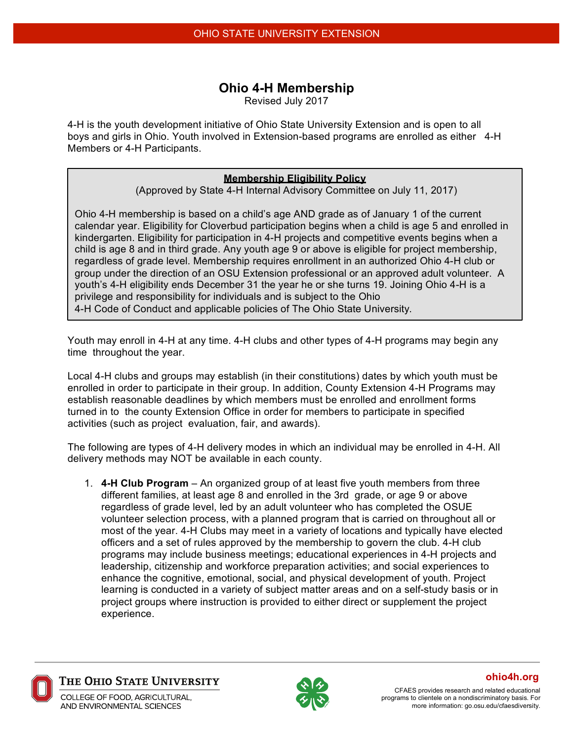# Ohio 4-H Membership

Revised July 2017

4-H is the youth development initiative of Ohio State University Extension and is open to all boys and girls in Ohio. Youth involved in Extension-based programs are enrolled as either 4-H Members or 4-H Participants.

> **Membership Eligibility Policy**
>
> (Approved by State 4-H Internal Advisory Committee on July 11, 2017)
>
> Ohio 4-H membership is based on a child's age AND grade as of January 1 of the current calendar year. Eligibility for Cloverbud participation begins when a child is age 5 and enrolled in kindergarten. Eligibility for participation in 4-H projects and competitive events begins when a child is age 8 and in third grade. Any youth age 9 or above is eligible for project membership, regardless of grade level. Membership requires enrollment in an authorized Ohio 4-H club or group under the direction of an OSU Extension professional or an approved adult volunteer. A youth's 4-H eligibility ends December 31 the year he or she turns 19. Joining Ohio 4-H is a privilege and responsibility for individuals and is subject to the Ohio 4-H Code of Conduct and applicable policies of The Ohio State University.

Youth may enroll in 4-H at any time. 4-H clubs and other types of 4-H programs may begin any time throughout the year.

Local 4-H clubs and groups may establish (in their constitutions) dates by which youth must be enrolled in order to participate in their group. In addition, County Extension 4-H Programs may establish reasonable deadlines by which members must be enrolled and enrollment forms turned in to the county Extension Office in order for members to participate in specified activities (such as project evaluation, fair, and awards).

The following are types of 4-H delivery modes in which an individual may be enrolled in 4-H. All delivery methods may NOT be available in each county.

1. **4-H Club Program** – An organized group of at least five youth members from three different families, at least age 8 and enrolled in the 3rd grade, or age 9 or above regardless of grade level, led by an adult volunteer who has completed the OSUE volunteer selection process, with a planned program that is carried on throughout all or most of the year. 4-H Clubs may meet in a variety of locations and typically have elected officers and a set of rules approved by the membership to govern the club. 4-H club programs may include business meetings; educational experiences in 4-H projects and leadership, citizenship and workforce preparation activities; and social experiences to enhance the cognitive, emotional, social, and physical development of youth. Project learning is conducted in a variety of subject matter areas and on a self-study basis or in project groups where instruction is provided to either direct or supplement the project experience.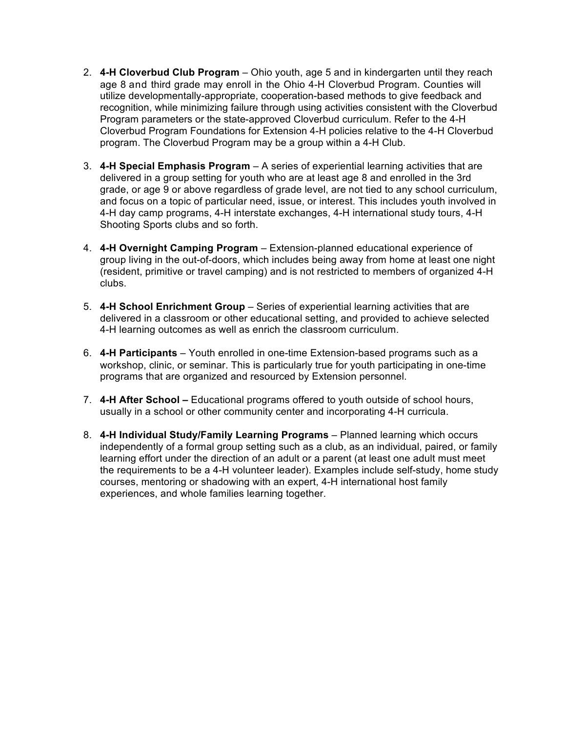2. **4-H Cloverbud Club Program** – Ohio youth, age 5 and in kindergarten until they reach age 8 and third grade may enroll in the Ohio 4-H Cloverbud Program. Counties will utilize developmentally-appropriate, cooperation-based methods to give feedback and recognition, while minimizing failure through using activities consistent with the Cloverbud Program parameters or the state-approved Cloverbud curriculum. Refer to the 4-H Cloverbud Program Foundations for Extension 4-H policies relative to the 4-H Cloverbud program. The Cloverbud Program may be a group within a 4-H Club.

3. **4-H Special Emphasis Program** – A series of experiential learning activities that are delivered in a group setting for youth who are at least age 8 and enrolled in the 3rd grade, or age 9 or above regardless of grade level, are not tied to any school curriculum, and focus on a topic of particular need, issue, or interest. This includes youth involved in 4-H day camp programs, 4-H interstate exchanges, 4-H international study tours, 4-H Shooting Sports clubs and so forth.

4. **4-H Overnight Camping Program** – Extension-planned educational experience of group living in the out-of-doors, which includes being away from home at least one night (resident, primitive or travel camping) and is not restricted to members of organized 4-H clubs.

5. **4-H School Enrichment Group** – Series of experiential learning activities that are delivered in a classroom or other educational setting, and provided to achieve selected 4-H learning outcomes as well as enrich the classroom curriculum.

6. **4-H Participants** – Youth enrolled in one-time Extension-based programs such as a workshop, clinic, or seminar. This is particularly true for youth participating in one-time programs that are organized and resourced by Extension personnel.

7. **4-H After School –** Educational programs offered to youth outside of school hours, usually in a school or other community center and incorporating 4-H curricula.

8. **4-H Individual Study/Family Learning Programs** – Planned learning which occurs independently of a formal group setting such as a club, as an individual, paired, or family learning effort under the direction of an adult or a parent (at least one adult must meet the requirements to be a 4-H volunteer leader). Examples include self-study, home study courses, mentoring or shadowing with an expert, 4-H international host family experiences, and whole families learning together.